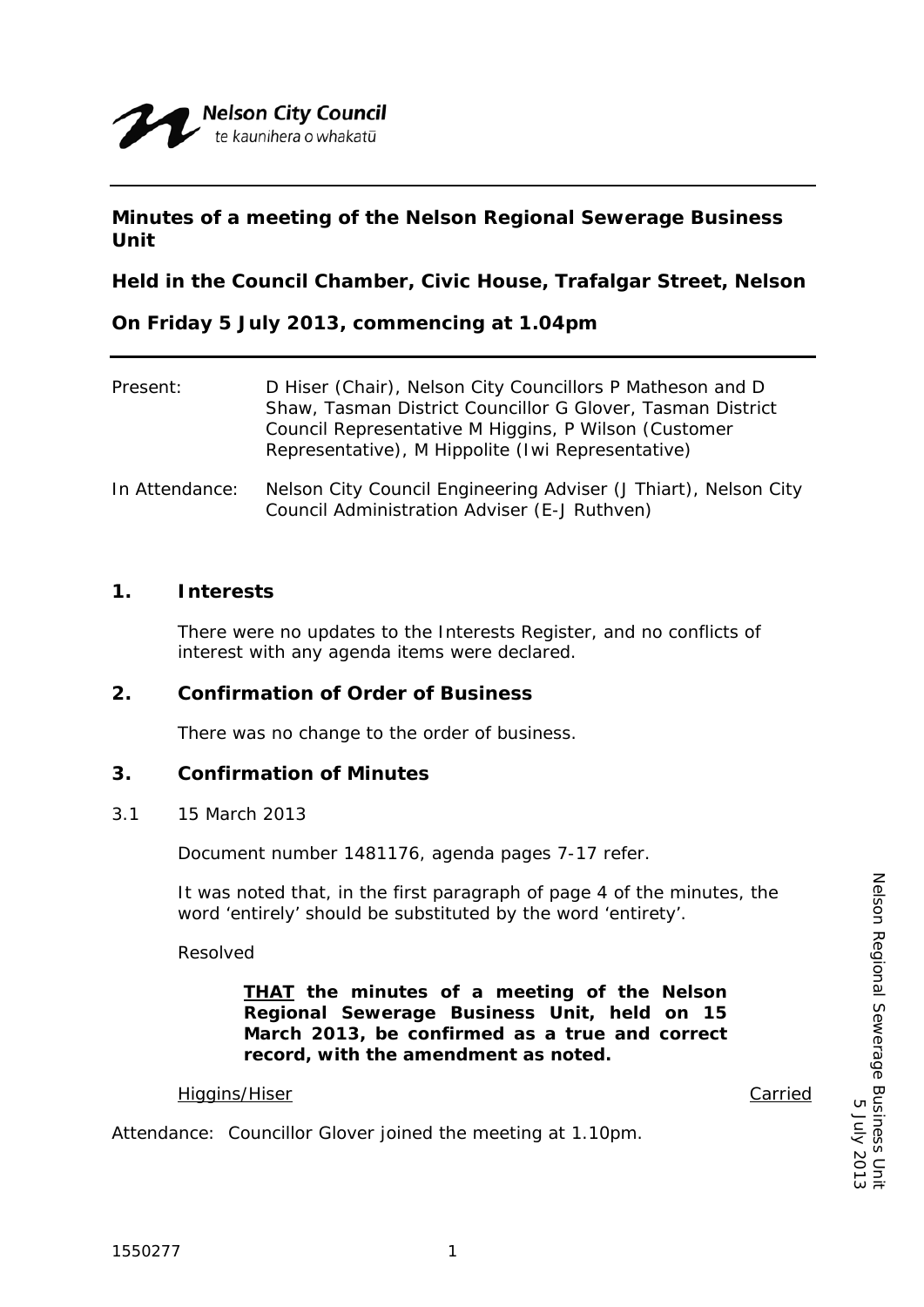Nelson City Council
te kaunihera o whakatū

**Minutes of a meeting of the Nelson Regional Sewerage Business Unit**

**Held in the Council Chamber, Civic House, Trafalgar Street, Nelson**

**On Friday 5 July 2013, commencing at 1.04pm**

Present: D Hiser (Chair), Nelson City Councillors P Matheson and D Shaw, Tasman District Councillor G Glover, Tasman District Council Representative M Higgins, P Wilson (Customer Representative), M Hippolite (Iwi Representative)

In Attendance: Nelson City Council Engineering Adviser (J Thiart), Nelson City Council Administration Adviser (E-J Ruthven)

## 1. Interests

There were no updates to the Interests Register, and no conflicts of interest with any agenda items were declared.

## 2. Confirmation of Order of Business

There was no change to the order of business.

## 3. Confirmation of Minutes

3.1 15 March 2013

Document number 1481176, agenda pages 7-17 refer.

It was noted that, in the first paragraph of page 4 of the minutes, the word 'entirely' should be substituted by the word 'entirety'.

Resolved

> **THAT the minutes of a meeting of the Nelson Regional Sewerage Business Unit, held on 15 March 2013, be confirmed as a true and correct record, with the amendment as noted.**

Higgins/Hiser Carried

Attendance: Councillor Glover joined the meeting at 1.10pm.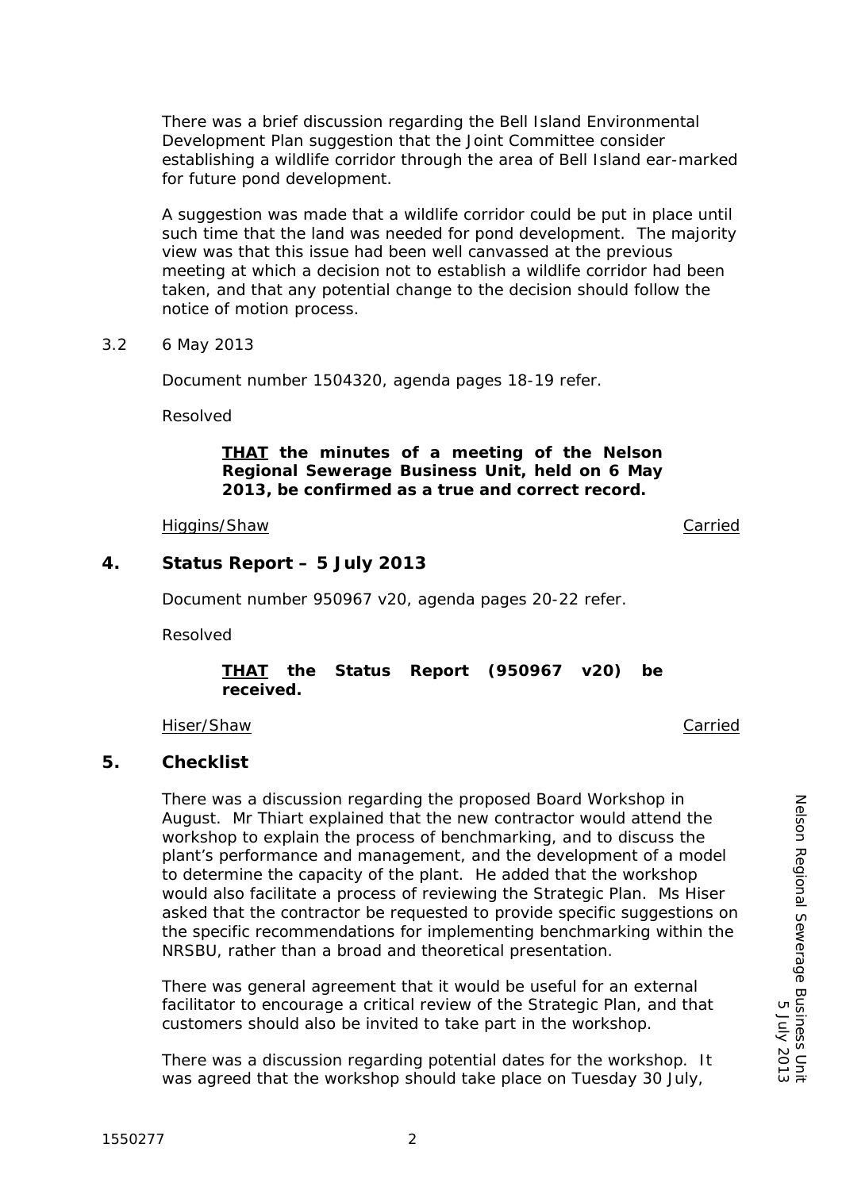There was a brief discussion regarding the Bell Island Environmental Development Plan suggestion that the Joint Committee consider establishing a wildlife corridor through the area of Bell Island ear-marked for future pond development.

A suggestion was made that a wildlife corridor could be put in place until such time that the land was needed for pond development. The majority view was that this issue had been well canvassed at the previous meeting at which a decision not to establish a wildlife corridor had been taken, and that any potential change to the decision should follow the notice of motion process.

3.2 6 May 2013

Document number 1504320, agenda pages 18-19 refer.

Resolved

> ***THAT** the minutes of a meeting of the Nelson Regional Sewerage Business Unit, held on 6 May 2013, be confirmed as a true and correct record.*

Higgins/Shaw — Carried

## 4. Status Report – 5 July 2013

Document number 950967 v20, agenda pages 20-22 refer.

Resolved

> ***THAT** the Status Report (950967 v20) be received.*

Hiser/Shaw — Carried

## 5. Checklist

There was a discussion regarding the proposed Board Workshop in August. Mr Thiart explained that the new contractor would attend the workshop to explain the process of benchmarking, and to discuss the plant's performance and management, and the development of a model to determine the capacity of the plant. He added that the workshop would also facilitate a process of reviewing the Strategic Plan. Ms Hiser asked that the contractor be requested to provide specific suggestions on the specific recommendations for implementing benchmarking within the NRSBU, rather than a broad and theoretical presentation.

There was general agreement that it would be useful for an external facilitator to encourage a critical review of the Strategic Plan, and that customers should also be invited to take part in the workshop.

There was a discussion regarding potential dates for the workshop. It was agreed that the workshop should take place on Tuesday 30 July,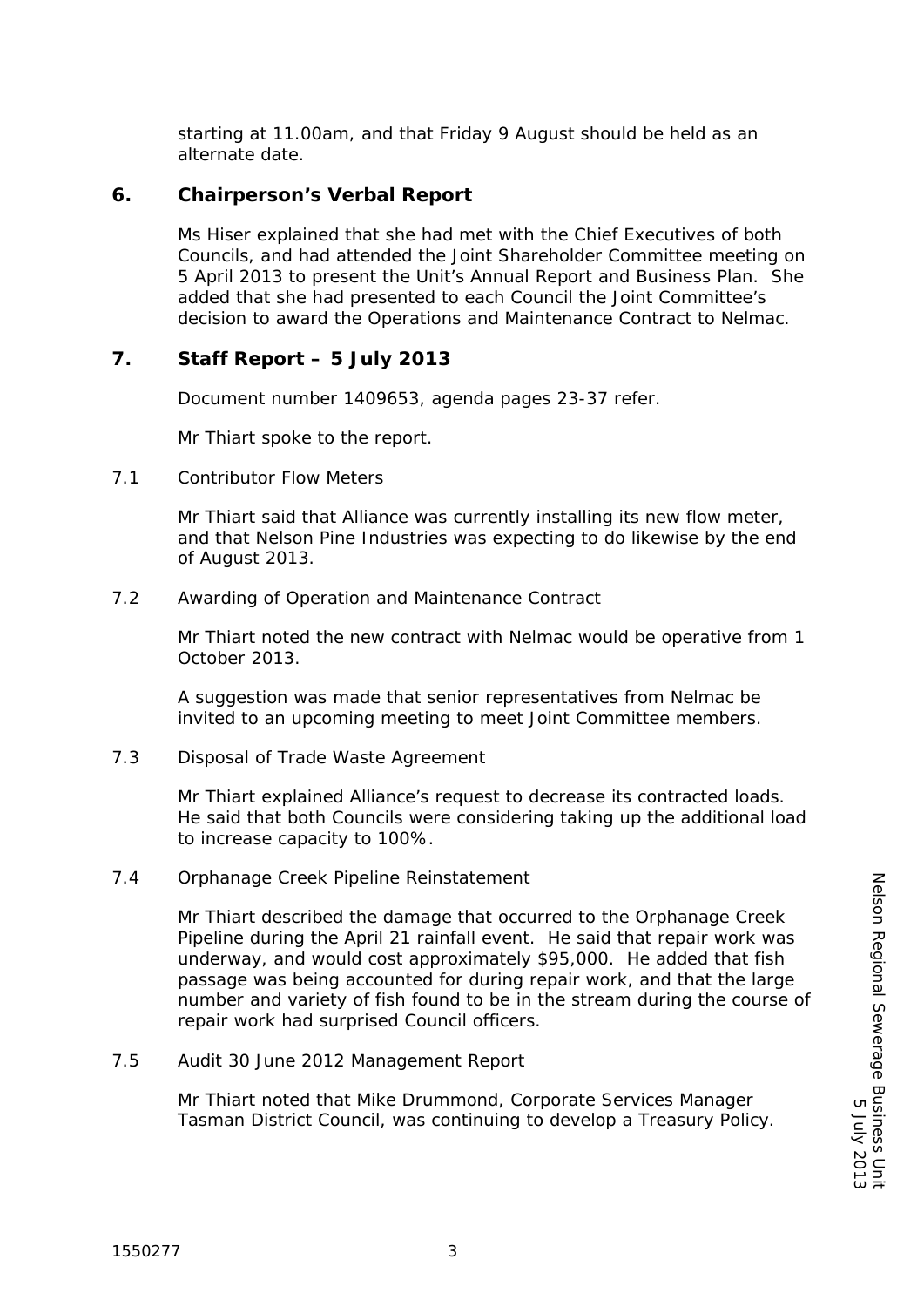starting at 11.00am, and that Friday 9 August should be held as an alternate date.

## 6. Chairperson's Verbal Report

Ms Hiser explained that she had met with the Chief Executives of both Councils, and had attended the Joint Shareholder Committee meeting on 5 April 2013 to present the Unit's Annual Report and Business Plan. She added that she had presented to each Council the Joint Committee's decision to award the Operations and Maintenance Contract to Nelmac.

## 7. Staff Report – 5 July 2013

Document number 1409653, agenda pages 23-37 refer.

Mr Thiart spoke to the report.

7.1 Contributor Flow Meters

Mr Thiart said that Alliance was currently installing its new flow meter, and that Nelson Pine Industries was expecting to do likewise by the end of August 2013.

7.2 Awarding of Operation and Maintenance Contract

Mr Thiart noted the new contract with Nelmac would be operative from 1 October 2013.

A suggestion was made that senior representatives from Nelmac be invited to an upcoming meeting to meet Joint Committee members.

7.3 Disposal of Trade Waste Agreement

Mr Thiart explained Alliance's request to decrease its contracted loads. He said that both Councils were considering taking up the additional load to increase capacity to 100%.

7.4 Orphanage Creek Pipeline Reinstatement

Mr Thiart described the damage that occurred to the Orphanage Creek Pipeline during the April 21 rainfall event. He said that repair work was underway, and would cost approximately $95,000. He added that fish passage was being accounted for during repair work, and that the large number and variety of fish found to be in the stream during the course of repair work had surprised Council officers.

7.5 Audit 30 June 2012 Management Report

Mr Thiart noted that Mike Drummond, Corporate Services Manager Tasman District Council, was continuing to develop a Treasury Policy.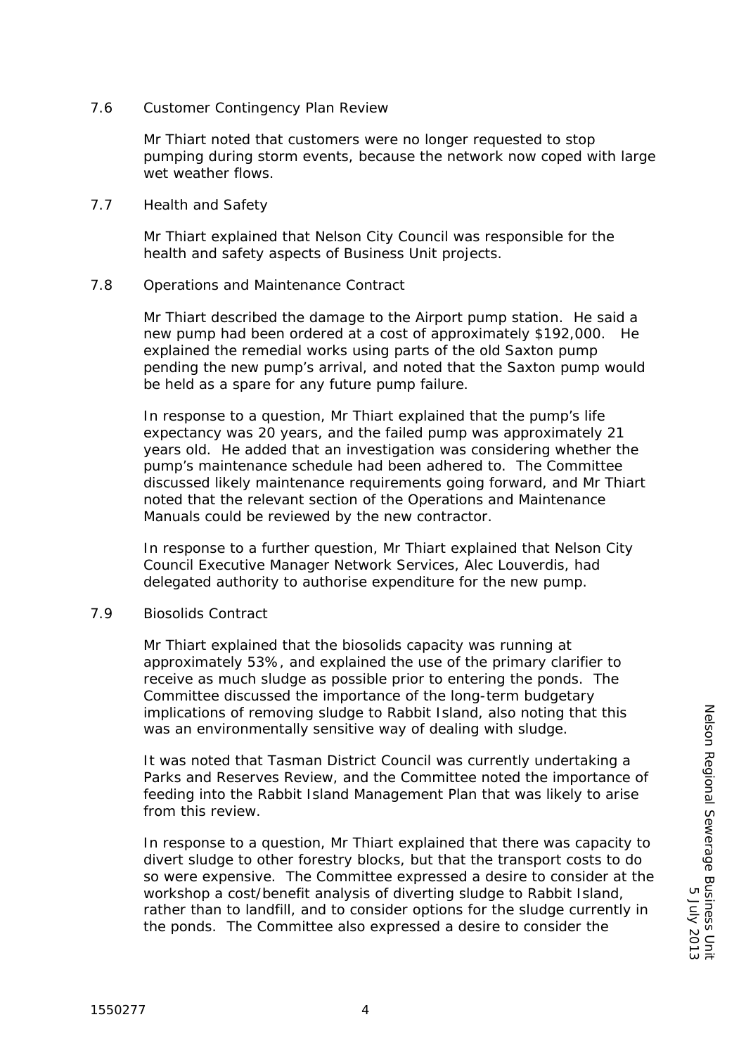7.6 Customer Contingency Plan Review

Mr Thiart noted that customers were no longer requested to stop pumping during storm events, because the network now coped with large wet weather flows.

7.7 Health and Safety

Mr Thiart explained that Nelson City Council was responsible for the health and safety aspects of Business Unit projects.

7.8 Operations and Maintenance Contract

Mr Thiart described the damage to the Airport pump station. He said a new pump had been ordered at a cost of approximately $192,000. He explained the remedial works using parts of the old Saxton pump pending the new pump's arrival, and noted that the Saxton pump would be held as a spare for any future pump failure.

In response to a question, Mr Thiart explained that the pump's life expectancy was 20 years, and the failed pump was approximately 21 years old. He added that an investigation was considering whether the pump's maintenance schedule had been adhered to. The Committee discussed likely maintenance requirements going forward, and Mr Thiart noted that the relevant section of the Operations and Maintenance Manuals could be reviewed by the new contractor.

In response to a further question, Mr Thiart explained that Nelson City Council Executive Manager Network Services, Alec Louverdis, had delegated authority to authorise expenditure for the new pump.

7.9 Biosolids Contract

Mr Thiart explained that the biosolids capacity was running at approximately 53%, and explained the use of the primary clarifier to receive as much sludge as possible prior to entering the ponds. The Committee discussed the importance of the long-term budgetary implications of removing sludge to Rabbit Island, also noting that this was an environmentally sensitive way of dealing with sludge.

It was noted that Tasman District Council was currently undertaking a Parks and Reserves Review, and the Committee noted the importance of feeding into the Rabbit Island Management Plan that was likely to arise from this review.

In response to a question, Mr Thiart explained that there was capacity to divert sludge to other forestry blocks, but that the transport costs to do so were expensive. The Committee expressed a desire to consider at the workshop a cost/benefit analysis of diverting sludge to Rabbit Island, rather than to landfill, and to consider options for the sludge currently in the ponds. The Committee also expressed a desire to consider the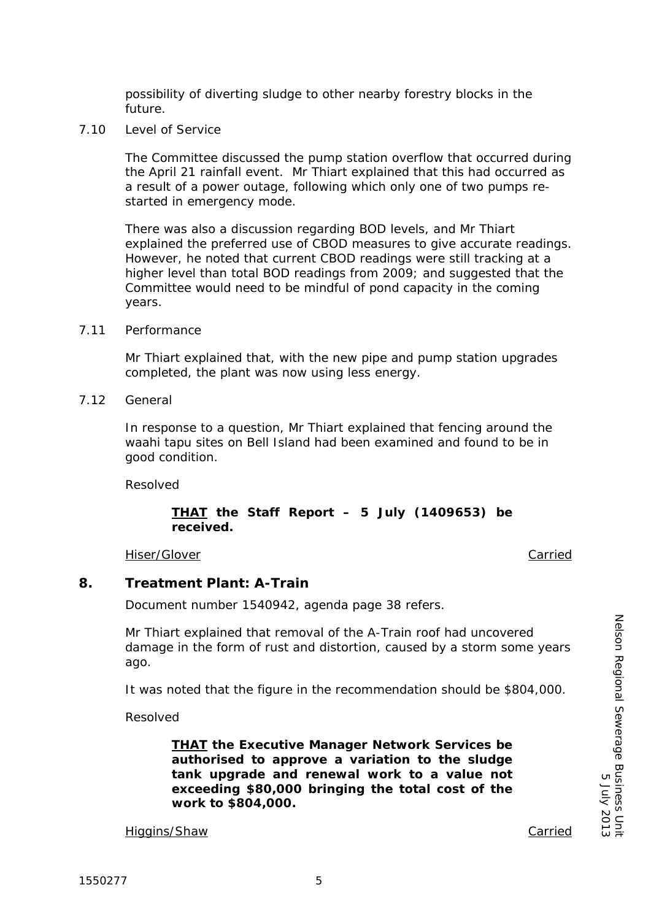possibility of diverting sludge to other nearby forestry blocks in the future.

7.10 Level of Service

The Committee discussed the pump station overflow that occurred during the April 21 rainfall event. Mr Thiart explained that this had occurred as a result of a power outage, following which only one of two pumps re-started in emergency mode.

There was also a discussion regarding BOD levels, and Mr Thiart explained the preferred use of CBOD measures to give accurate readings. However, he noted that current CBOD readings were still tracking at a higher level than total BOD readings from 2009; and suggested that the Committee would need to be mindful of pond capacity in the coming years.

7.11 Performance

Mr Thiart explained that, with the new pipe and pump station upgrades completed, the plant was now using less energy.

7.12 General

In response to a question, Mr Thiart explained that fencing around the waahi tapu sites on Bell Island had been examined and found to be in good condition.

Resolved

> **<u>THAT</u> the Staff Report – 5 July (1409653) be received.**

<u>Hiser/Glover</u> <u>Carried</u>

## 8. Treatment Plant: A-Train

Document number 1540942, agenda page 38 refers.

Mr Thiart explained that removal of the A-Train roof had uncovered damage in the form of rust and distortion, caused by a storm some years ago.

It was noted that the figure in the recommendation should be $804,000.

Resolved

> **<u>THAT</u> the Executive Manager Network Services be authorised to approve a variation to the sludge tank upgrade and renewal work to a value not exceeding $80,000 bringing the total cost of the work to $804,000.**

<u>Higgins/Shaw</u> <u>Carried</u>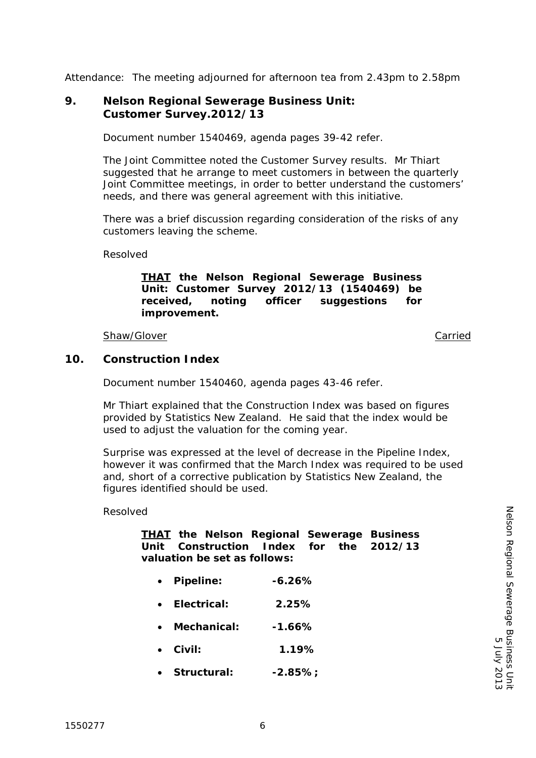Attendance: The meeting adjourned for afternoon tea from 2.43pm to 2.58pm

## 9. Nelson Regional Sewerage Business Unit: Customer Survey.2012/13

Document number 1540469, agenda pages 39-42 refer.

The Joint Committee noted the Customer Survey results. Mr Thiart suggested that he arrange to meet customers in between the quarterly Joint Committee meetings, in order to better understand the customers' needs, and there was general agreement with this initiative.

There was a brief discussion regarding consideration of the risks of any customers leaving the scheme.

Resolved

> **<u>THAT</u> the Nelson Regional Sewerage Business Unit: Customer Survey 2012/13 (1540469) be received, noting officer suggestions for improvement.**

<u>Shaw/Glover</u> <u>Carried</u>

## 10. Construction Index

Document number 1540460, agenda pages 43-46 refer.

Mr Thiart explained that the Construction Index was based on figures provided by Statistics New Zealand. He said that the index would be used to adjust the valuation for the coming year.

Surprise was expressed at the level of decrease in the Pipeline Index, however it was confirmed that the March Index was required to be used and, short of a corrective publication by Statistics New Zealand, the figures identified should be used.

Resolved

> **<u>THAT</u> the Nelson Regional Sewerage Business Unit Construction Index for the 2012/13 valuation be set as follows:**
>
> - **Pipeline: -6.26%**
> - **Electrical: 2.25%**
> - **Mechanical: -1.66%**
> - **Civil: 1.19%**
> - **Structural: -2.85%;**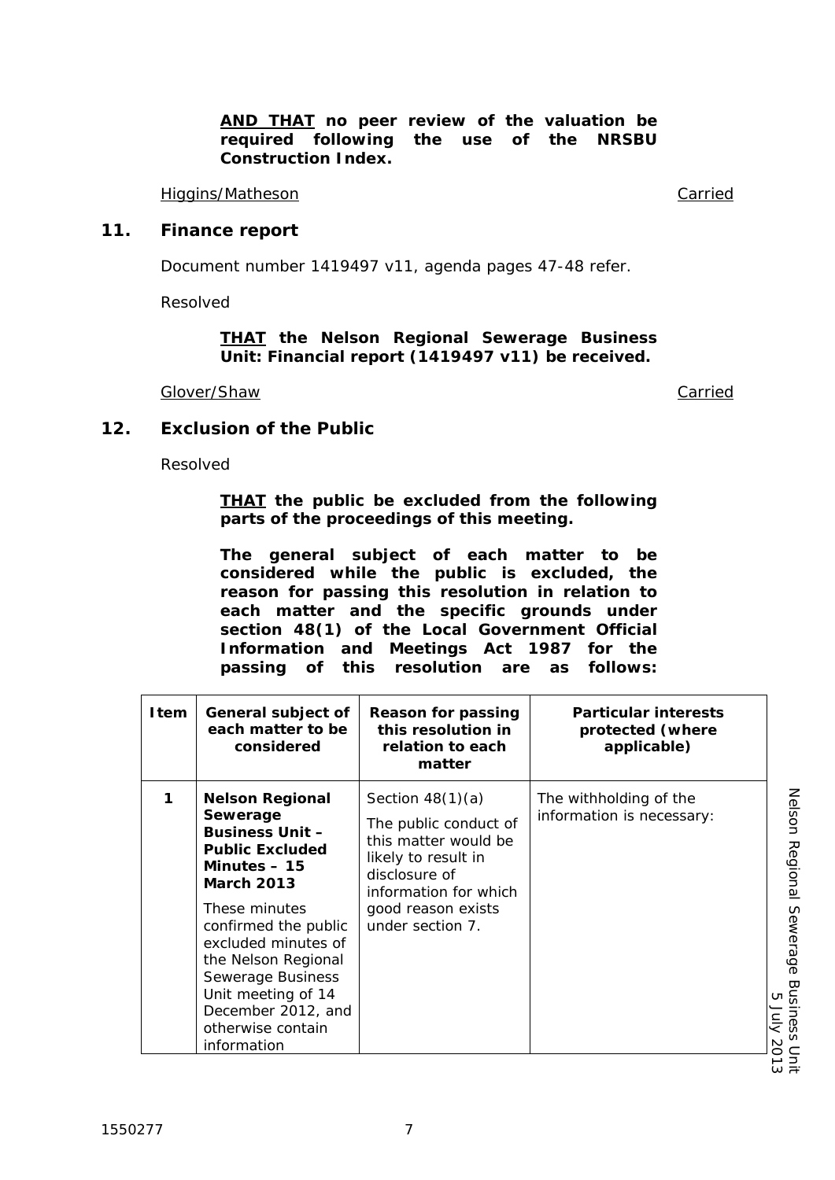**AND THAT no peer review of the valuation be required following the use of the NRSBU Construction Index.**

Higgins/Matheson Carried

## 11. Finance report

Document number 1419497 v11, agenda pages 47-48 refer.

Resolved

**THAT the Nelson Regional Sewerage Business Unit: Financial report (1419497 v11) be received.**

Glover/Shaw Carried

## 12. Exclusion of the Public

Resolved

**THAT the public be excluded from the following parts of the proceedings of this meeting.**

**The general subject of each matter to be considered while the public is excluded, the reason for passing this resolution in relation to each matter and the specific grounds under section 48(1) of the Local Government Official Information and Meetings Act 1987 for the passing of this resolution are as follows:**

| Item | General subject of each matter to be considered | Reason for passing this resolution in relation to each matter | Particular interests protected (where applicable) |
|---|---|---|---|
| 1 | **Nelson Regional Sewerage Business Unit – Public Excluded Minutes – 15 March 2013** These minutes confirmed the public excluded minutes of the Nelson Regional Sewerage Business Unit meeting of 14 December 2012, and otherwise contain information | Section 48(1)(a) The public conduct of this matter would be likely to result in disclosure of information for which good reason exists under section 7. | The withholding of the information is necessary: |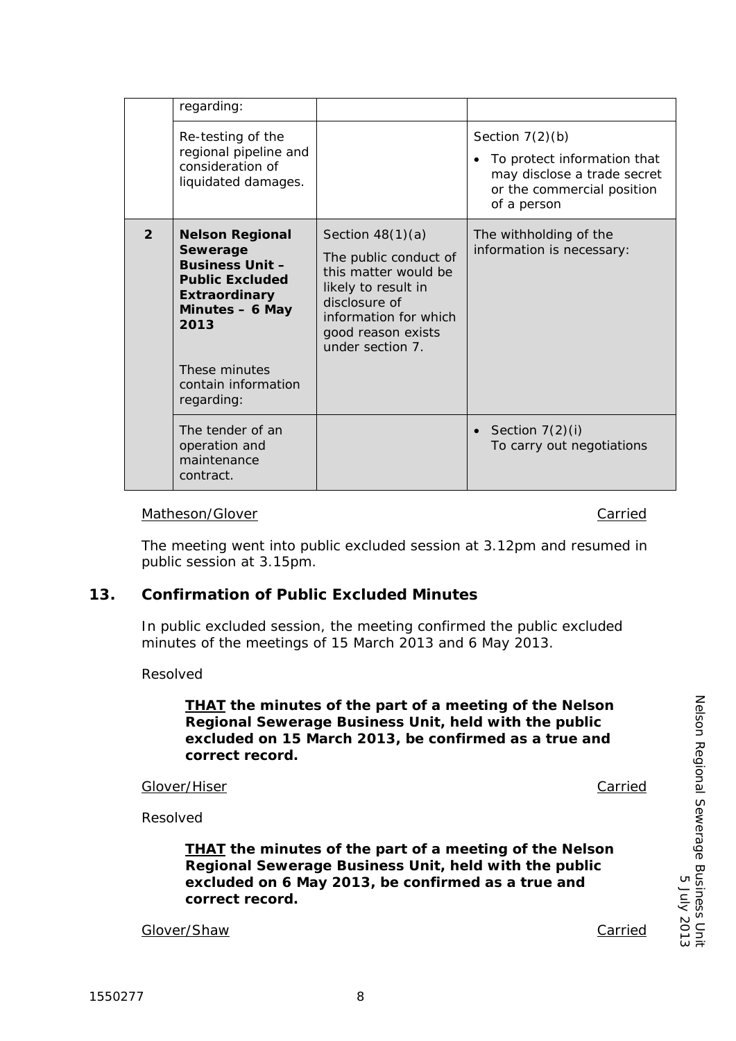| | | | |
|---|---|---|---|
| | regarding: | | |
| | Re-testing of the regional pipeline and consideration of liquidated damages. | | Section 7(2)(b)<br>• To protect information that may disclose a trade secret or the commercial position of a person |
| **2** | **Nelson Regional Sewerage Business Unit – Public Excluded Extraordinary Minutes – 6 May 2013**<br><br>These minutes contain information regarding: | Section 48(1)(a)<br>The public conduct of this matter would be likely to result in disclosure of information for which good reason exists under section 7. | The withholding of the information is necessary: |
| | The tender of an operation and maintenance contract. | | • Section 7(2)(i)<br>To carry out negotiations |

Matheson/Glover Carried

The meeting went into public excluded session at 3.12pm and resumed in public session at 3.15pm.

## 13. Confirmation of Public Excluded Minutes

In public excluded session, the meeting confirmed the public excluded minutes of the meetings of 15 March 2013 and 6 May 2013.

Resolved

> **THAT the minutes of the part of a meeting of the Nelson Regional Sewerage Business Unit, held with the public excluded on 15 March 2013, be confirmed as a true and correct record.**

Glover/Hiser Carried

Resolved

> **THAT the minutes of the part of a meeting of the Nelson Regional Sewerage Business Unit, held with the public excluded on 6 May 2013, be confirmed as a true and correct record.**

Glover/Shaw Carried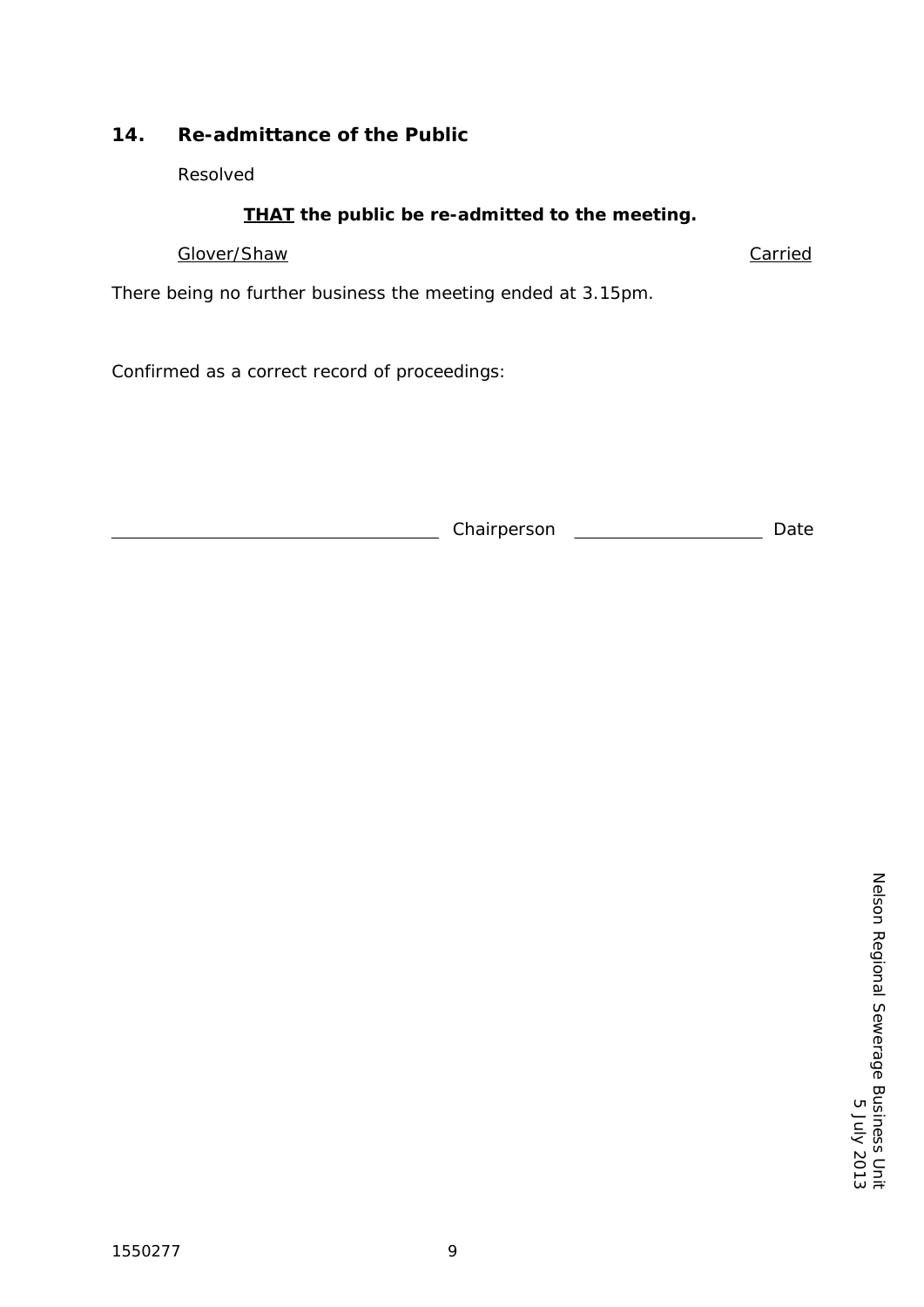## 14. Re-admittance of the Public

Resolved

**THAT the public be re-admitted to the meeting.**

Glover/Shaw Carried

There being no further business the meeting ended at 3.15pm.

Confirmed as a correct record of proceedings:

\_\_\_\_\_\_\_\_\_\_\_\_\_\_\_\_\_\_\_\_\_\_\_\_\_\_\_\_\_\_\_\_\_\_\_ Chairperson \_\_\_\_\_\_\_\_\_\_\_\_\_\_\_\_\_\_\_\_ Date